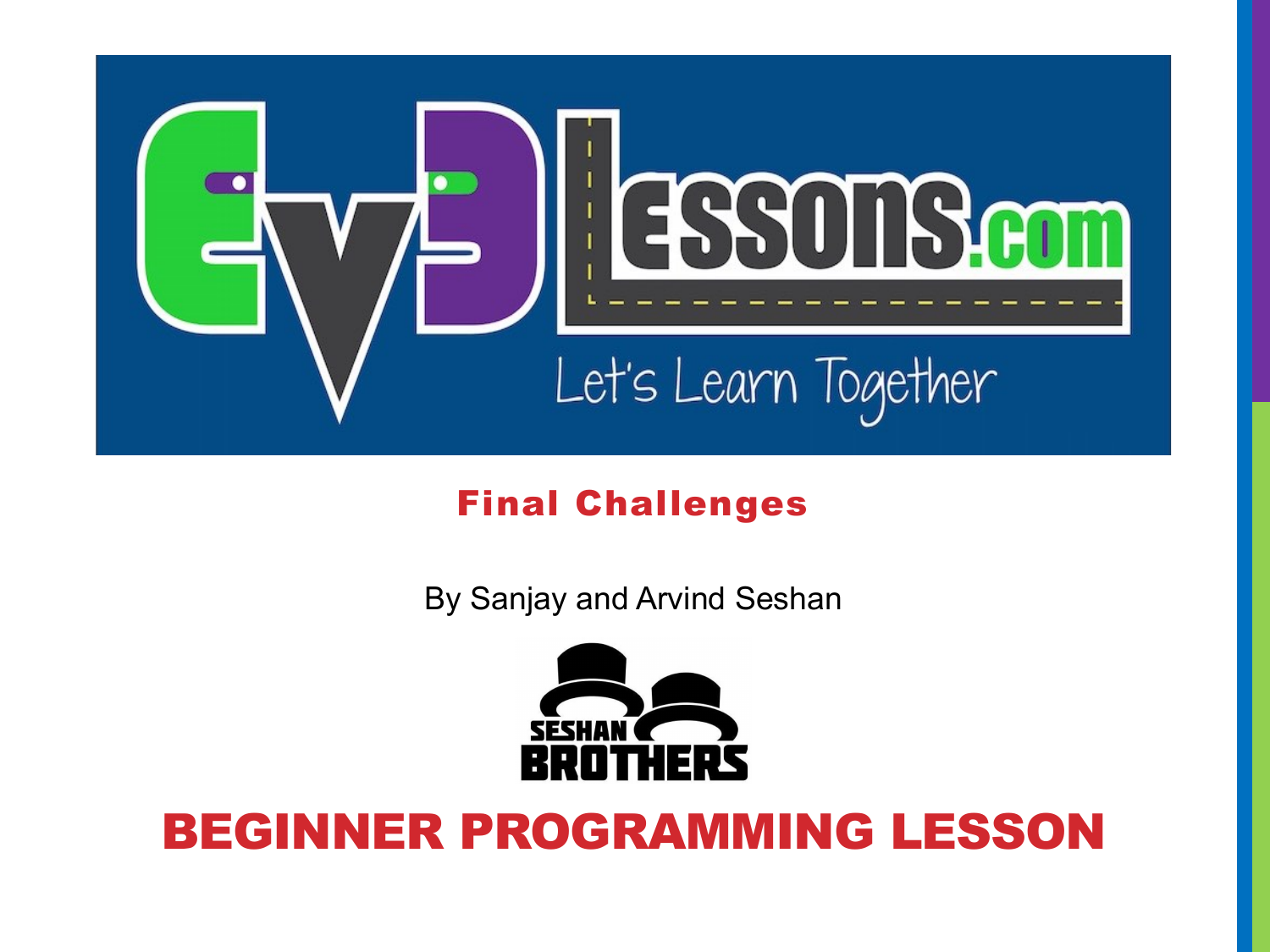## Final Challenges

By Sanjay and Arvind Seshan

# BEGINNER PROGRAMMING LESSON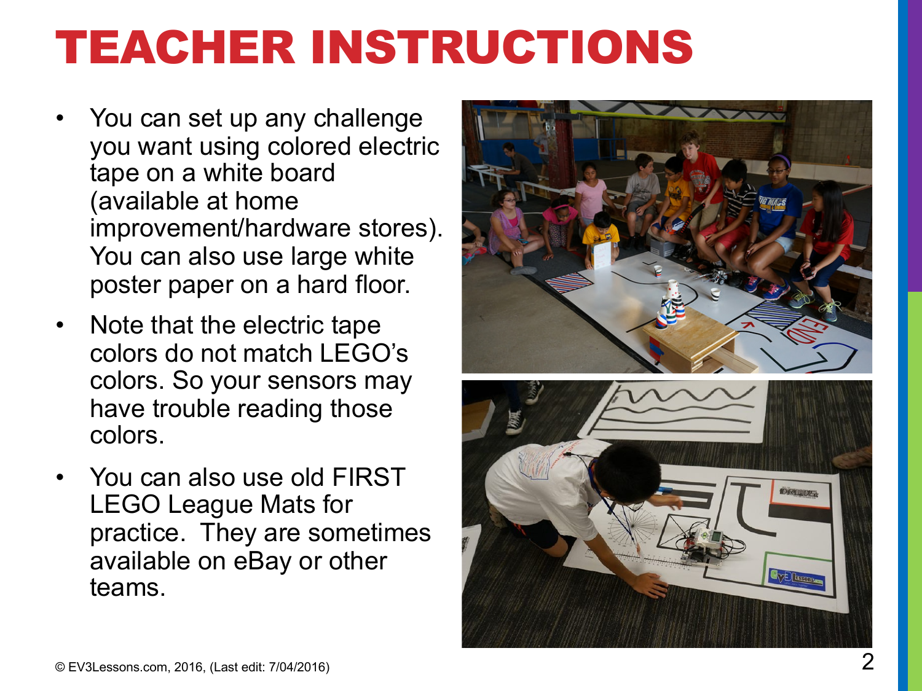# TEACHER INSTRUCTIONS

- You can set up any challenge you want using colored electric tape on a white board (available at home improvement/hardware stores). You can also use large white poster paper on a hard floor.
- Note that the electric tape colors do not match LEGO's colors. So your sensors may have trouble reading those colors.
- You can also use old FIRST LEGO League Mats for practice. They are sometimes available on eBay or other teams.

© EV3Lessons.com, 2016, (Last edit: 7/04/2016)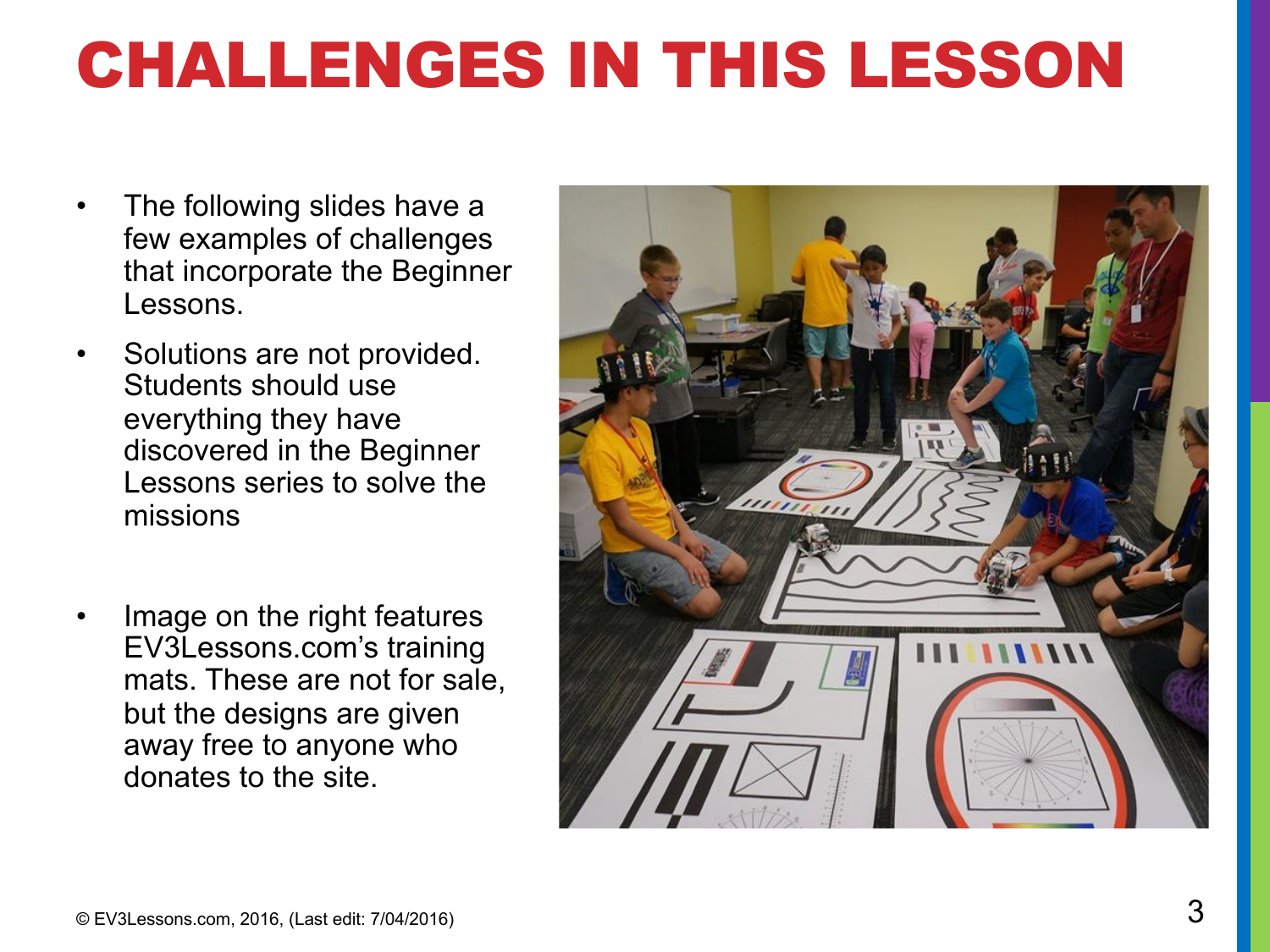# CHALLENGES IN THIS LESSON

- The following slides have a few examples of challenges that incorporate the Beginner Lessons.
- Solutions are not provided. Students should use everything they have discovered in the Beginner Lessons series to solve the missions
- Image on the right features EV3Lessons.com's training mats. These are not for sale, but the designs are given away free to anyone who donates to the site.

© EV3Lessons.com, 2016, (Last edit: 7/04/2016)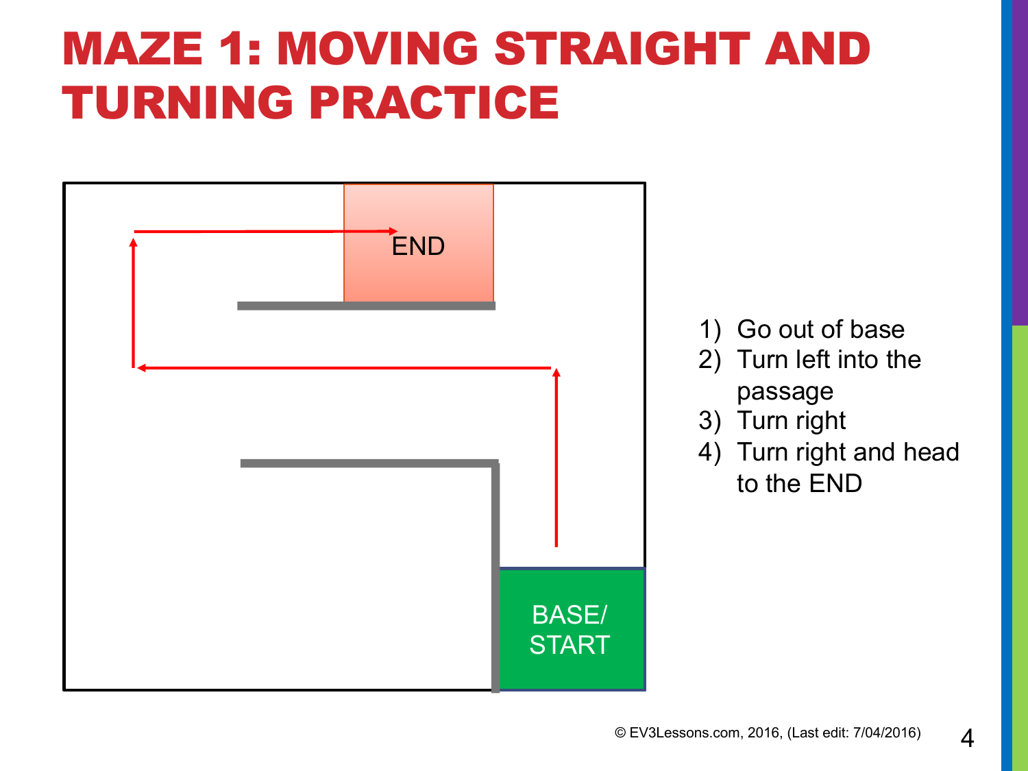# MAZE 1: MOVING STRAIGHT AND TURNING PRACTICE

END

BASE/ START

1) Go out of base
2) Turn left into the passage
3) Turn right
4) Turn right and head to the END

© EV3Lessons.com, 2016, (Last edit: 7/04/2016)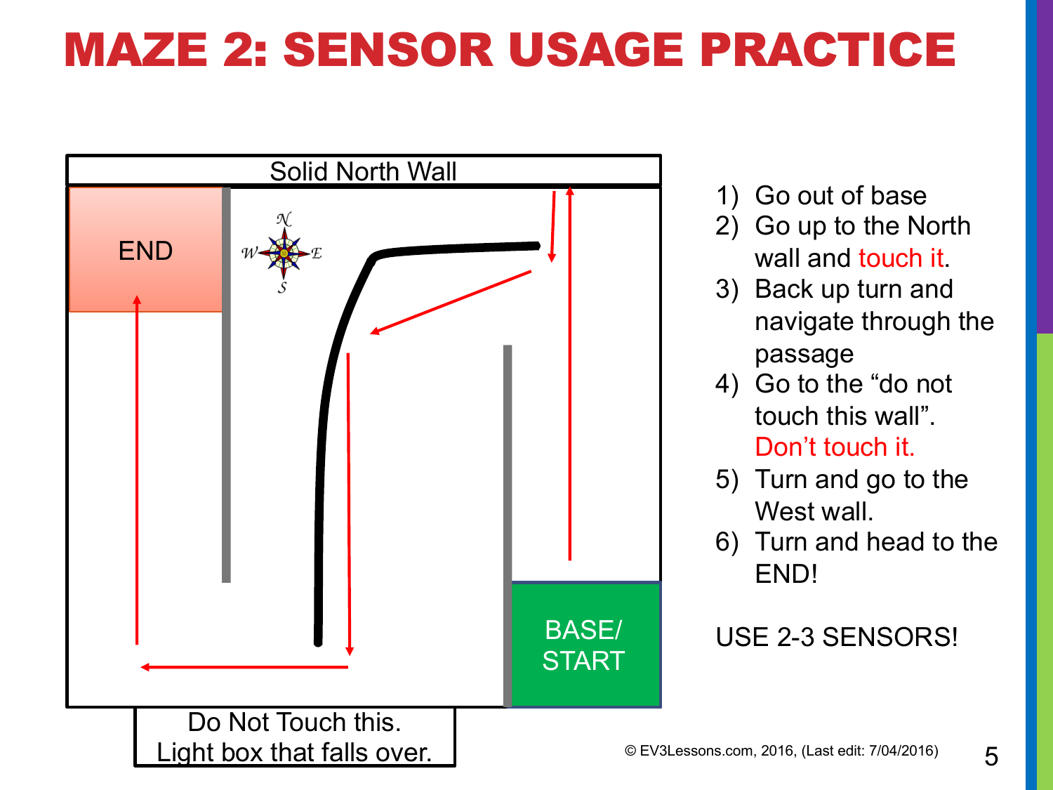# MAZE 2: SENSOR USAGE PRACTICE

Solid North Wall

END

BASE/ START

Do Not Touch this. Light box that falls over.

1) Go out of base
2) Go up to the North wall and touch it.
3) Back up turn and navigate through the passage
4) Go to the "do not touch this wall". Don't touch it.
5) Turn and go to the West wall.
6) Turn and head to the END!

USE 2-3 SENSORS!

© EV3Lessons.com, 2016, (Last edit: 7/04/2016)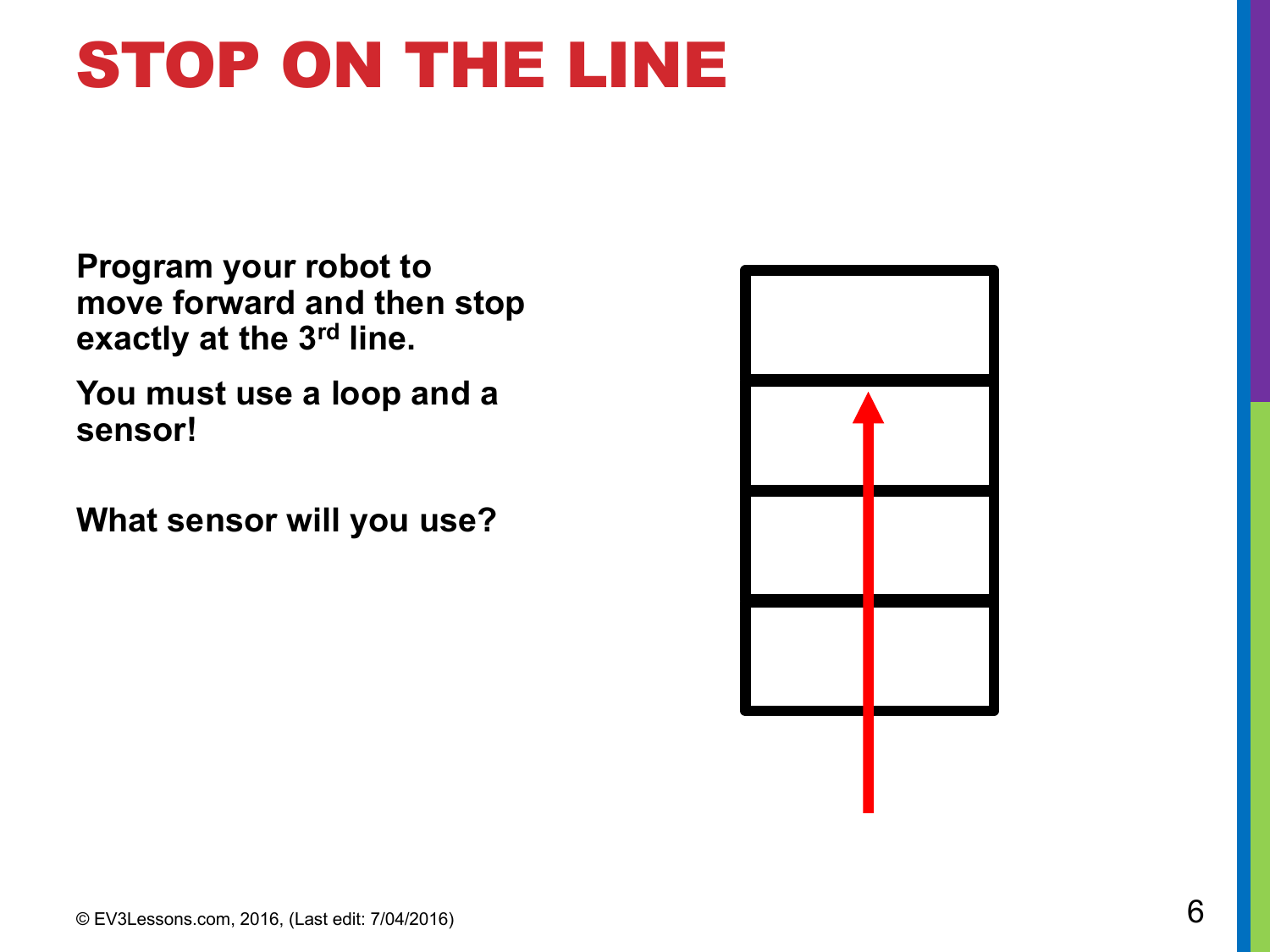# STOP ON THE LINE

**Program your robot to move forward and then stop exactly at the 3rd line.**

**You must use a loop and a sensor!**

**What sensor will you use?**

© EV3Lessons.com, 2016, (Last edit: 7/04/2016)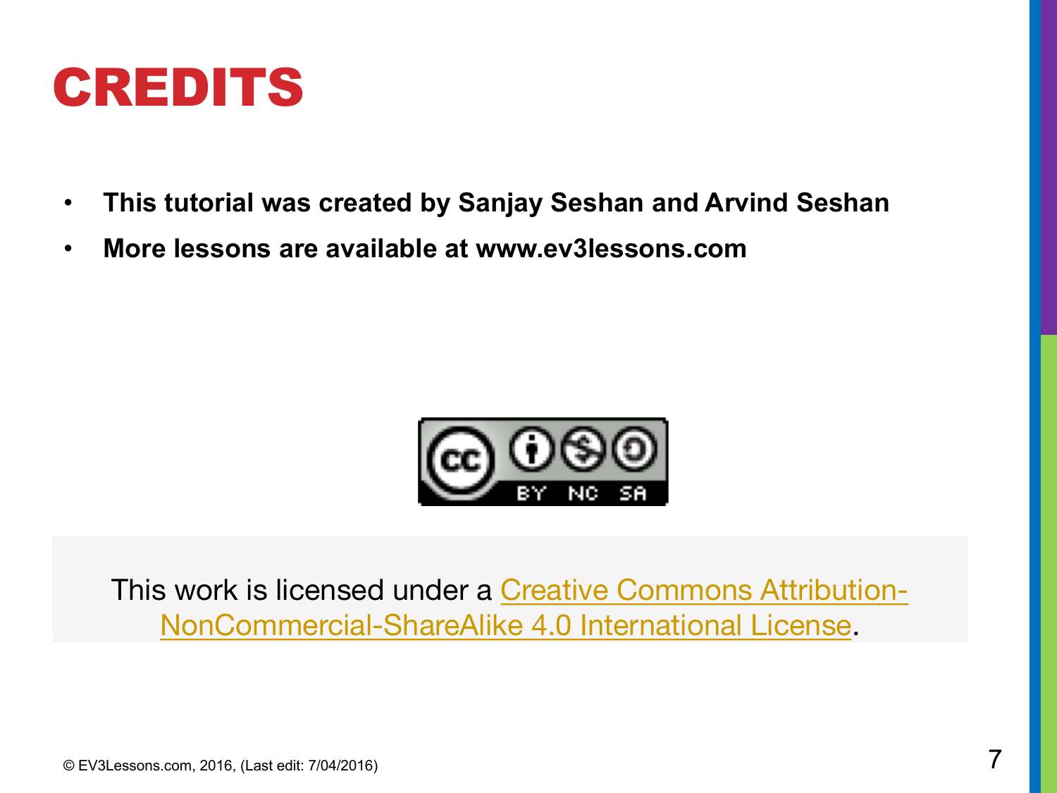# CREDITS

- **This tutorial was created by Sanjay Seshan and Arvind Seshan**
- **More lessons are available at www.ev3lessons.com**

This work is licensed under a Creative Commons Attribution-NonCommercial-ShareAlike 4.0 International License.

© EV3Lessons.com, 2016, (Last edit: 7/04/2016)